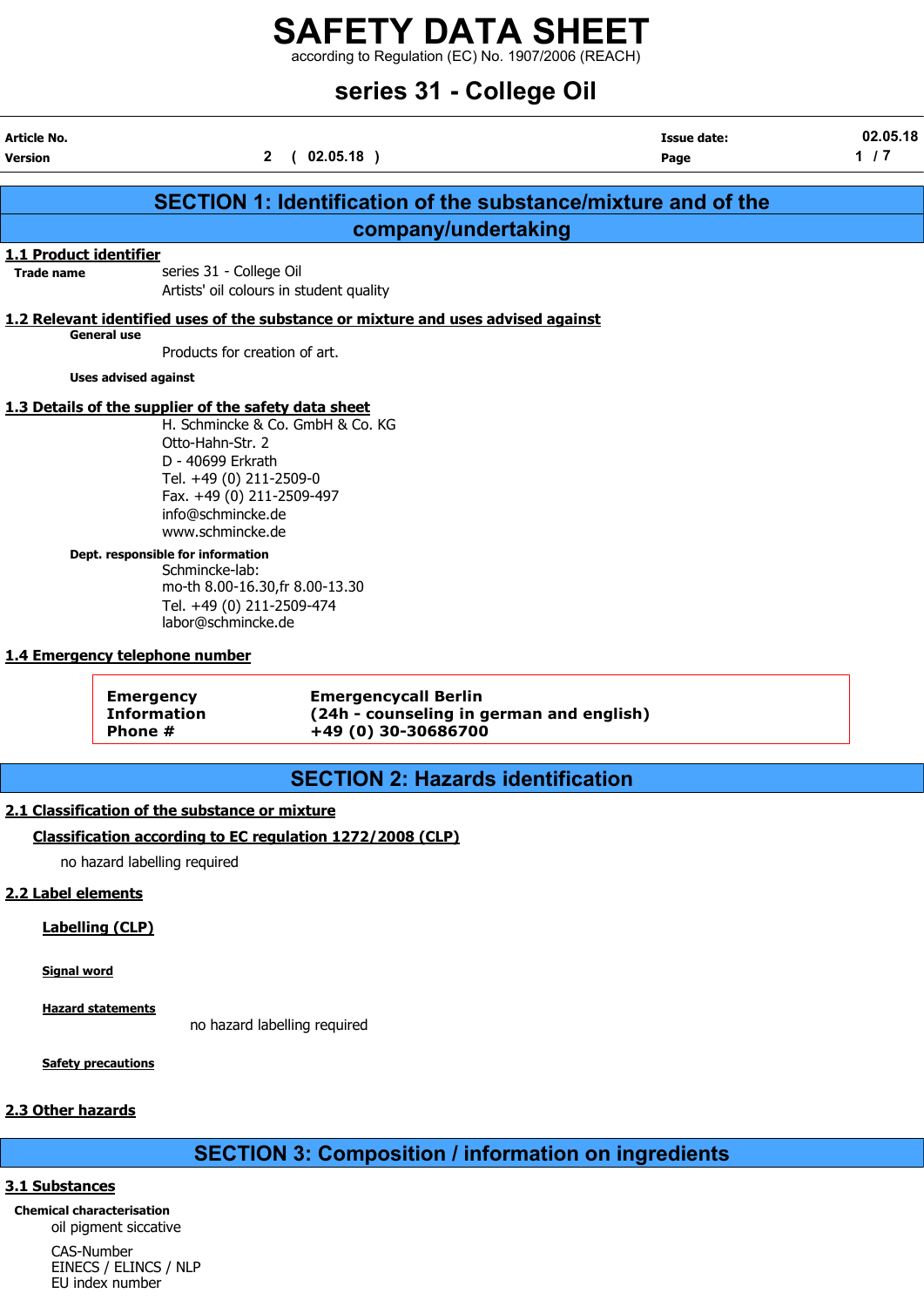# SAFETY DATA SHEET

according to Regulation (EC) No. 1907/2006 (REACH)

## series 31 - College Oil

| Article No. | | Issue date: | 02.05.18 |
|---|---|---|---|
| Version | 2 ( 02.05.18 ) | Page | 1 / 7 |

## SECTION 1: Identification of the substance/mixture and of the company/undertaking

### 1.1 Product identifier

**Trade name**
series 31 - College Oil
Artists' oil colours in student quality

### 1.2 Relevant identified uses of the substance or mixture and uses advised against

**General use**
Products for creation of art.

**Uses advised against**

### 1.3 Details of the supplier of the safety data sheet

H. Schmincke & Co. GmbH & Co. KG
Otto-Hahn-Str. 2
D - 40699 Erkrath
Tel. +49 (0) 211-2509-0
Fax. +49 (0) 211-2509-497
info@schmincke.de
www.schmincke.de

**Dept. responsible for information**
Schmincke-lab:
mo-th 8.00-16.30,fr 8.00-13.30
Tel. +49 (0) 211-2509-474
labor@schmincke.de

### 1.4 Emergency telephone number

| | |
|---|---|
| **Emergency Information Phone #** | **Emergencycall Berlin (24h - counseling in german and english) +49 (0) 30-30686700** |

## SECTION 2: Hazards identification

### 2.1 Classification of the substance or mixture

**Classification according to EC regulation 1272/2008 (CLP)**

no hazard labelling required

### 2.2 Label elements

**Labelling (CLP)**

**Signal word**

**Hazard statements**

no hazard labelling required

**Safety precautions**

### 2.3 Other hazards

## SECTION 3: Composition / information on ingredients

### 3.1 Substances

**Chemical characterisation**
oil pigment siccative

CAS-Number
EINECS / ELINCS / NLP
EU index number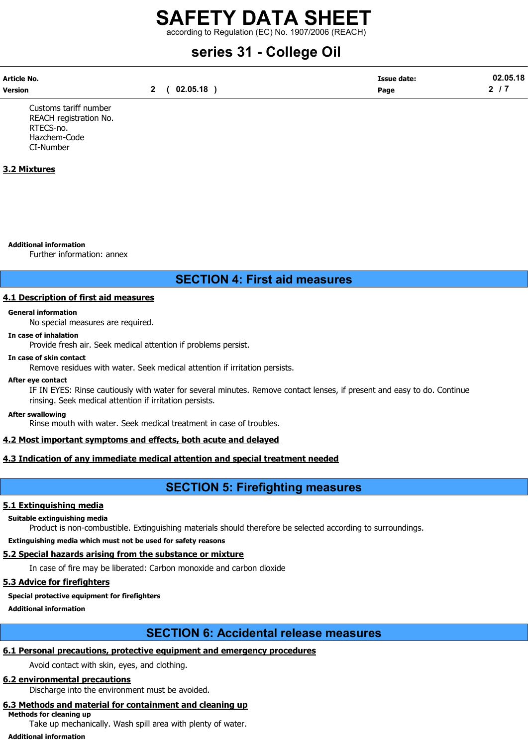Customs tariff number
REACH registration No.
RTECS-no.
Hazchem-Code
CI-Number

### 3.2 Mixtures

**Additional information**

Further information: annex

## SECTION 4: First aid measures

### 4.1 Description of first aid measures

**General information**

No special measures are required.

**In case of inhalation**

Provide fresh air. Seek medical attention if problems persist.

**In case of skin contact**

Remove residues with water. Seek medical attention if irritation persists.

**After eye contact**

IF IN EYES: Rinse cautiously with water for several minutes. Remove contact lenses, if present and easy to do. Continue rinsing. Seek medical attention if irritation persists.

**After swallowing**

Rinse mouth with water. Seek medical treatment in case of troubles.

### 4.2 Most important symptoms and effects, both acute and delayed

### 4.3 Indication of any immediate medical attention and special treatment needed

## SECTION 5: Firefighting measures

### 5.1 Extinguishing media

**Suitable extinguishing media**

Product is non-combustible. Extinguishing materials should therefore be selected according to surroundings.

**Extinguishing media which must not be used for safety reasons**

### 5.2 Special hazards arising from the substance or mixture

In case of fire may be liberated: Carbon monoxide and carbon dioxide

### 5.3 Advice for firefighters

**Special protective equipment for firefighters**

**Additional information**

## SECTION 6: Accidental release measures

### 6.1 Personal precautions, protective equipment and emergency procedures

Avoid contact with skin, eyes, and clothing.

### 6.2 environmental precautions

Discharge into the environment must be avoided.

### 6.3 Methods and material for containment and cleaning up

**Methods for cleaning up**

Take up mechanically. Wash spill area with plenty of water.

**Additional information**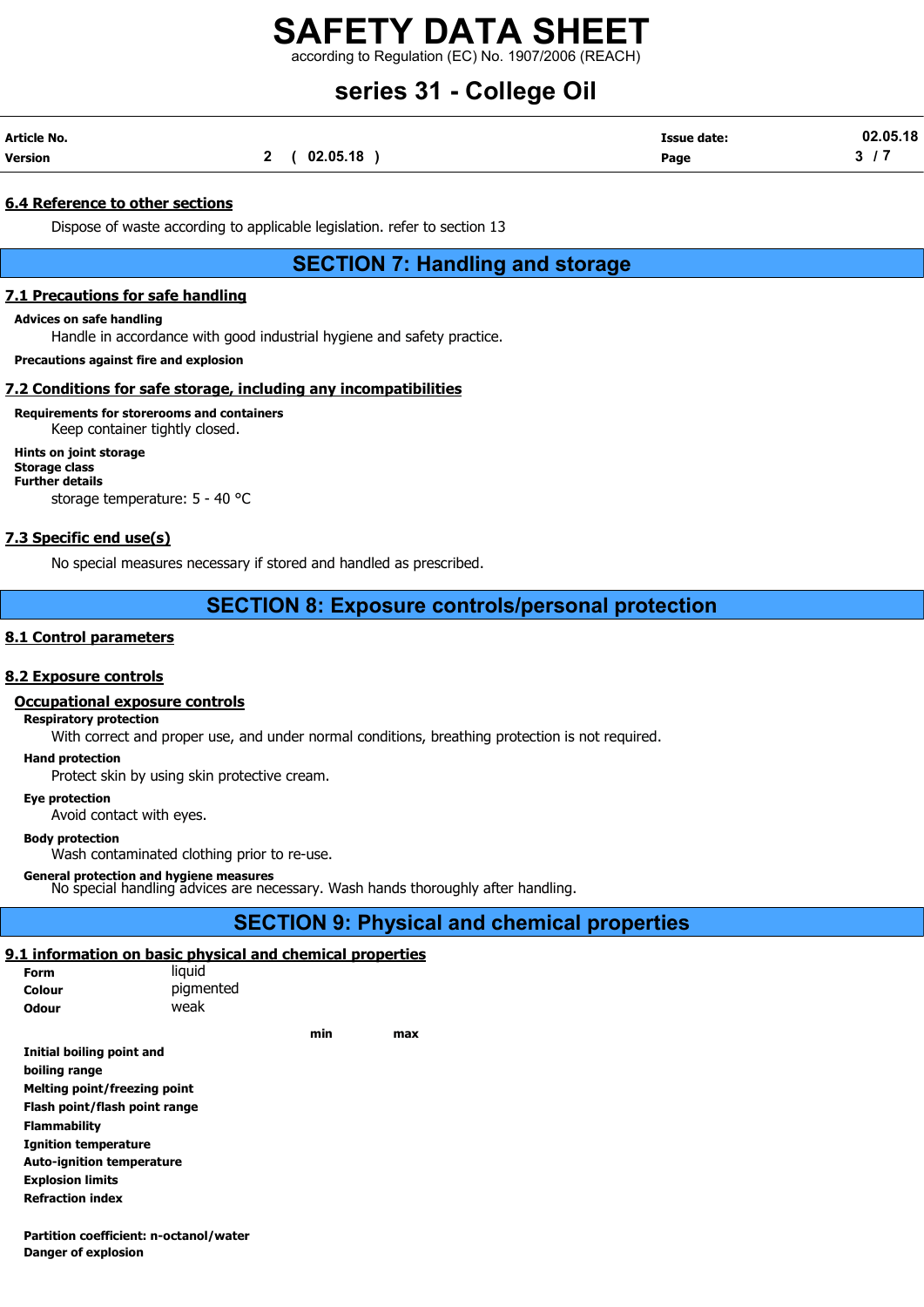#### 6.4 Reference to other sections

Dispose of waste according to applicable legislation. refer to section 13

## SECTION 7: Handling and storage

#### 7.1 Precautions for safe handling

**Advices on safe handling**

Handle in accordance with good industrial hygiene and safety practice.

**Precautions against fire and explosion**

#### 7.2 Conditions for safe storage, including any incompatibilities

**Requirements for storerooms and containers**

Keep container tightly closed.

**Hints on joint storage**
**Storage class**
**Further details**

storage temperature: 5 - 40 °C

#### 7.3 Specific end use(s)

No special measures necessary if stored and handled as prescribed.

## SECTION 8: Exposure controls/personal protection

#### 8.1 Control parameters

#### 8.2 Exposure controls

**Occupational exposure controls**

**Respiratory protection**

With correct and proper use, and under normal conditions, breathing protection is not required.

**Hand protection**

Protect skin by using skin protective cream.

**Eye protection**

Avoid contact with eyes.

**Body protection**

Wash contaminated clothing prior to re-use.

**General protection and hygiene measures**

No special handling advices are necessary. Wash hands thoroughly after handling.

## SECTION 9: Physical and chemical properties

#### 9.1 information on basic physical and chemical properties

| | |
|---|---|
| **Form** | liquid |
| **Colour** | pigmented |
| **Odour** | weak |

| | min | max |
|---|---|---|
| **Initial boiling point and boiling range** | | |
| **Melting point/freezing point** | | |
| **Flash point/flash point range** | | |
| **Flammability** | | |
| **Ignition temperature** | | |
| **Auto-ignition temperature** | | |
| **Explosion limits** | | |
| **Refraction index** | | |
| **Partition coefficient: n-octanol/water** | | |
| **Danger of explosion** | | |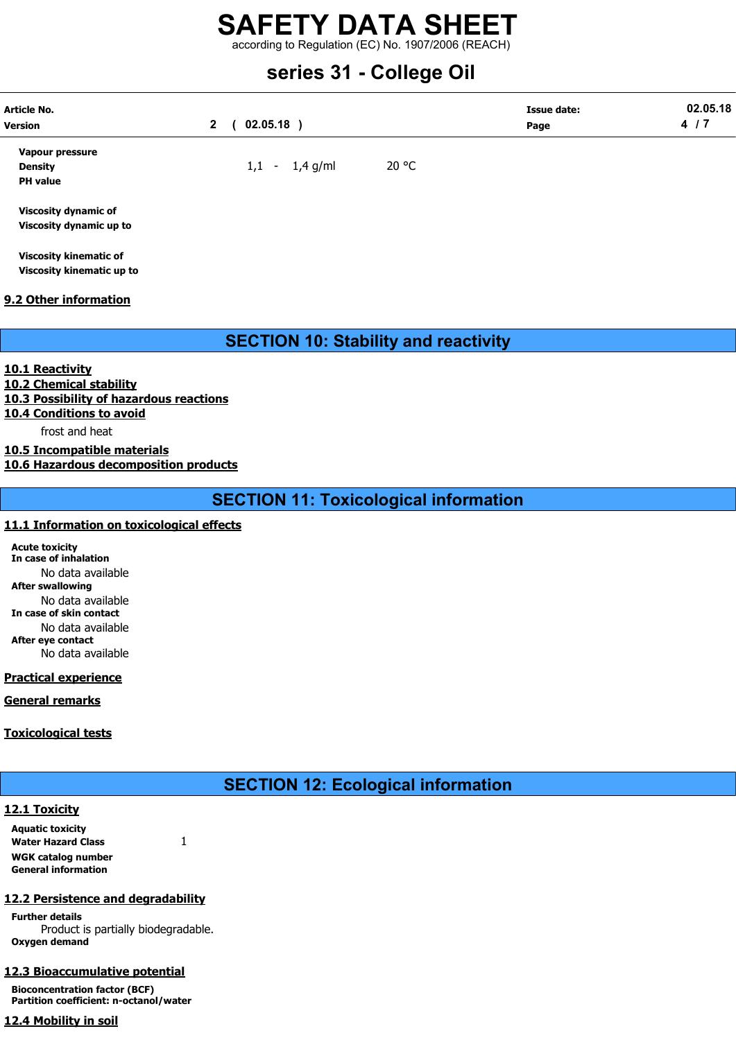| | | |
|---|---|---|
| **Vapour pressure** | | |
| **Density** | 1,1 - 1,4 g/ml | 20 °C |
| **PH value** | | |
| **Viscosity dynamic of** | | |
| **Viscosity dynamic up to** | | |
| **Viscosity kinematic of** | | |
| **Viscosity kinematic up to** | | |

### 9.2 Other information

## SECTION 10: Stability and reactivity

### 10.1 Reactivity

### 10.2 Chemical stability

### 10.3 Possibility of hazardous reactions

### 10.4 Conditions to avoid

frost and heat

### 10.5 Incompatible materials

### 10.6 Hazardous decomposition products

## SECTION 11: Toxicological information

### 11.1 Information on toxicological effects

**Acute toxicity**

**In case of inhalation**

No data available

**After swallowing**

No data available

**In case of skin contact**

No data available

**After eye contact**

No data available

### Practical experience

### General remarks

### Toxicological tests

## SECTION 12: Ecological information

### 12.1 Toxicity

**Aquatic toxicity**

**Water Hazard Class** 1

**WGK catalog number**

**General information**

### 12.2 Persistence and degradability

**Further details**

Product is partially biodegradable.

**Oxygen demand**

### 12.3 Bioaccumulative potential

**Bioconcentration factor (BCF)**

**Partition coefficient: n-octanol/water**

### 12.4 Mobility in soil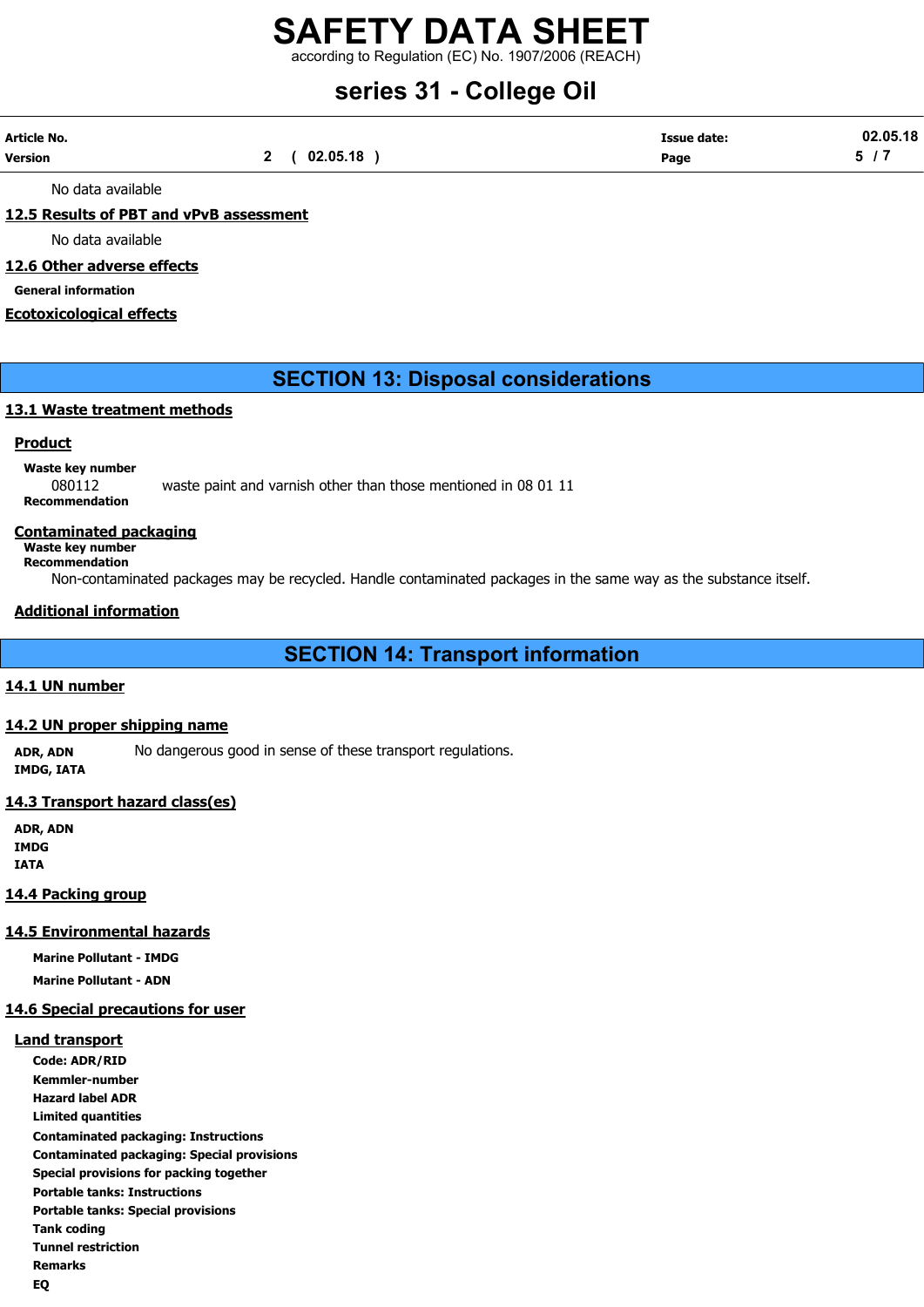No data available

### 12.5 Results of PBT and vPvB assessment

No data available

### 12.6 Other adverse effects

**General information**

### Ecotoxicological effects

## SECTION 13: Disposal considerations

### 13.1 Waste treatment methods

#### Product

**Waste key number**

080112 waste paint and varnish other than those mentioned in 08 01 11

**Recommendation**

#### Contaminated packaging

**Waste key number**

**Recommendation**

Non-contaminated packages may be recycled. Handle contaminated packages in the same way as the substance itself.

#### Additional information

## SECTION 14: Transport information

### 14.1 UN number

### 14.2 UN proper shipping name

**ADR, ADN** No dangerous good in sense of these transport regulations.

**IMDG, IATA**

### 14.3 Transport hazard class(es)

**ADR, ADN**

**IMDG**

**IATA**

### 14.4 Packing group

### 14.5 Environmental hazards

**Marine Pollutant - IMDG**

**Marine Pollutant - ADN**

### 14.6 Special precautions for user

#### Land transport

**Code: ADR/RID**

**Kemmler-number**

**Hazard label ADR**

**Limited quantities**

**Contaminated packaging: Instructions**

**Contaminated packaging: Special provisions**

**Special provisions for packing together**

**Portable tanks: Instructions**

**Portable tanks: Special provisions**

**Tank coding**

**Tunnel restriction**

**Remarks**

**EQ**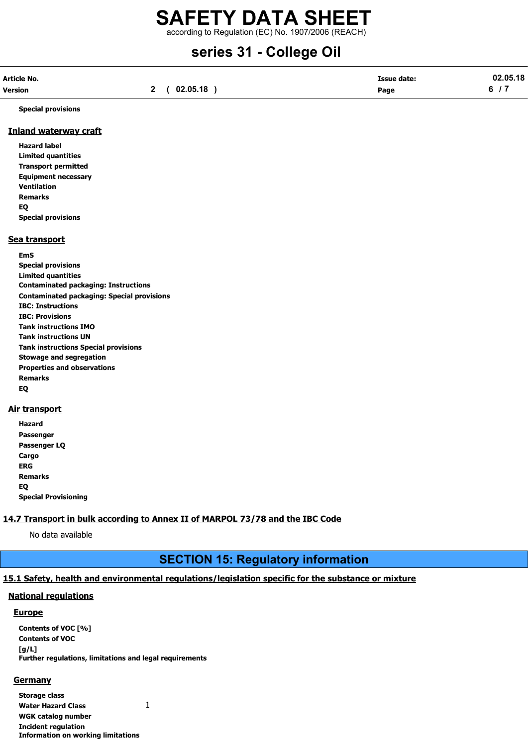Special provisions

### Inland waterway craft

Hazard label
Limited quantities
Transport permitted
Equipment necessary
Ventilation
Remarks
EQ
Special provisions

### Sea transport

EmS
Special provisions
Limited quantities
Contaminated packaging: Instructions
Contaminated packaging: Special provisions
IBC: Instructions
IBC: Provisions
Tank instructions IMO
Tank instructions UN
Tank instructions Special provisions
Stowage and segregation
Properties and observations
Remarks
EQ

### Air transport

Hazard
Passenger
Passenger LQ
Cargo
ERG
Remarks
EQ
Special Provisioning

### 14.7 Transport in bulk according to Annex II of MARPOL 73/78 and the IBC Code

No data available

## SECTION 15: Regulatory information

### 15.1 Safety, health and environmental regulations/legislation specific for the substance or mixture

#### National regulations

##### Europe

Contents of VOC [%]
Contents of VOC [g/L]
Further regulations, limitations and legal requirements

##### Germany

| | |
|---|---|
| Storage class | |
| Water Hazard Class | 1 |
| WGK catalog number | |
| Incident regulation | |
| Information on working limitations | |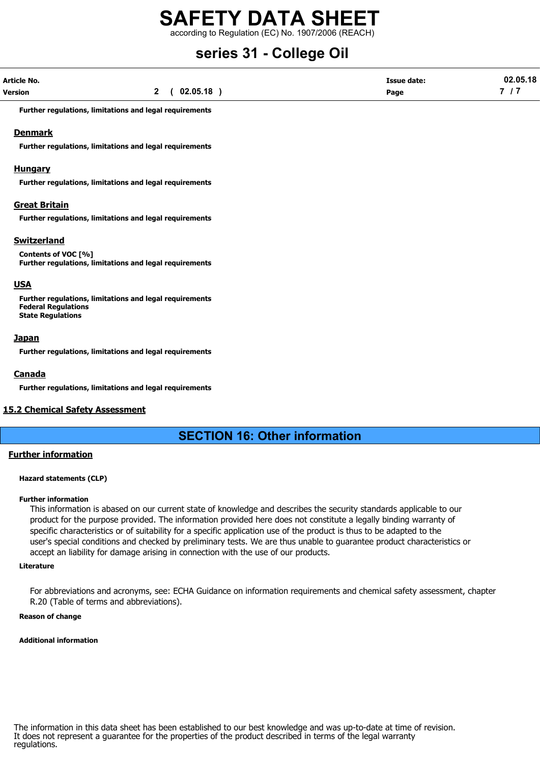**Further regulations, limitations and legal requirements**

## Denmark

**Further regulations, limitations and legal requirements**

## Hungary

**Further regulations, limitations and legal requirements**

## Great Britain

**Further regulations, limitations and legal requirements**

## Switzerland

**Contents of VOC [%]**
**Further regulations, limitations and legal requirements**

## USA

**Further regulations, limitations and legal requirements**
**Federal Regulations**
**State Regulations**

## Japan

**Further regulations, limitations and legal requirements**

## Canada

**Further regulations, limitations and legal requirements**

## 15.2 Chemical Safety Assessment

# SECTION 16: Other information

## Further information

**Hazard statements (CLP)**

**Further information**

This information is abased on our current state of knowledge and describes the security standards applicable to our product for the purpose provided. The information provided here does not constitute a legally binding warranty of specific characteristics or of suitability for a specific application use of the product is thus to be adapted to the user's special conditions and checked by preliminary tests. We are thus unable to guarantee product characteristics or accept an liability for damage arising in connection with the use of our products.

**Literature**

For abbreviations and acronyms, see: ECHA Guidance on information requirements and chemical safety assessment, chapter R.20 (Table of terms and abbreviations).

**Reason of change**

**Additional information**

The information in this data sheet has been established to our best knowledge and was up-to-date at time of revision. It does not represent a guarantee for the properties of the product described in terms of the legal warranty regulations.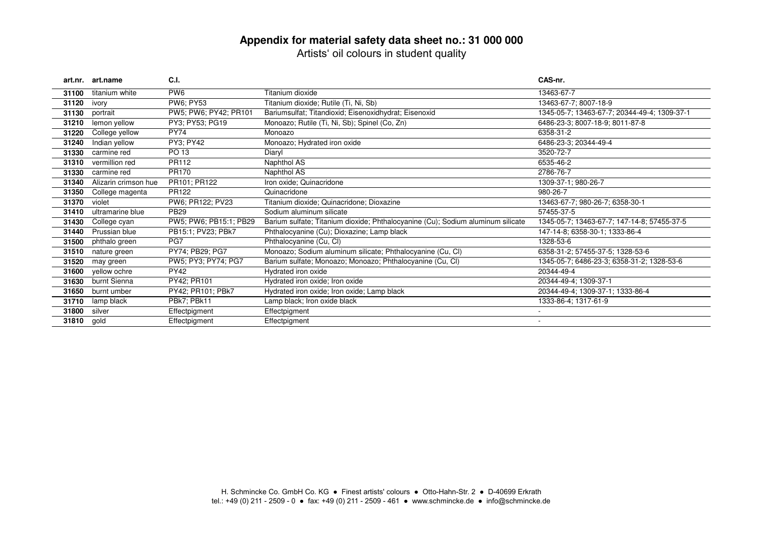**Appendix for material safety data sheet no.: 31 000 000**

Artists' oil colours in student quality

| art.nr. | art.name | C.I. | | CAS-nr. |
|---|---|---|---|---|
| 31100 | titanium white | PW6 | Titanium dioxide | 13463-67-7 |
| 31120 | ivory | PW6; PY53 | Titanium dioxide; Rutile (Ti, Ni, Sb) | 13463-67-7; 8007-18-9 |
| 31130 | portrait | PW5; PW6; PY42; PR101 | Bariumsulfat; Titandioxid; Eisenoxidhydrat; Eisenoxid | 1345-05-7; 13463-67-7; 20344-49-4; 1309-37-1 |
| 31210 | lemon yellow | PY3; PY53; PG19 | Monoazo; Rutile (Ti, Ni, Sb); Spinel (Co, Zn) | 6486-23-3; 8007-18-9; 8011-87-8 |
| 31220 | College yellow | PY74 | Monoazo | 6358-31-2 |
| 31240 | Indian yellow | PY3; PY42 | Monoazo; Hydrated iron oxide | 6486-23-3; 20344-49-4 |
| 31330 | carmine red | PO 13 | Diaryl | 3520-72-7 |
| 31310 | vermillion red | PR112 | Naphthol AS | 6535-46-2 |
| 31330 | carmine red | PR170 | Naphthol AS | 2786-76-7 |
| 31340 | Alizarin crimson hue | PR101; PR122 | Iron oxide; Quinacridone | 1309-37-1; 980-26-7 |
| 31350 | College magenta | PR122 | Quinacridone | 980-26-7 |
| 31370 | violet | PW6; PR122; PV23 | Titanium dioxide; Quinacridone; Dioxazine | 13463-67-7; 980-26-7; 6358-30-1 |
| 31410 | ultramarine blue | PB29 | Sodium aluminum silicate | 57455-37-5 |
| 31430 | College cyan | PW5; PW6; PB15:1; PB29 | Barium sulfate; Titanium dioxide; Phthalocyanine (Cu); Sodium aluminum silicate | 1345-05-7; 13463-67-7; 147-14-8; 57455-37-5 |
| 31440 | Prussian blue | PB15:1; PV23; PBk7 | Phthalocyanine (Cu); Dioxazine; Lamp black | 147-14-8; 6358-30-1; 1333-86-4 |
| 31500 | phthalo green | PG7 | Phthalocyanine (Cu, Cl) | 1328-53-6 |
| 31510 | nature green | PY74; PB29; PG7 | Monoazo; Sodium aluminum silicate; Phthalocyanine (Cu, Cl) | 6358-31-2; 57455-37-5; 1328-53-6 |
| 31520 | may green | PW5; PY3; PY74; PG7 | Barium sulfate; Monoazo; Monoazo; Phthalocyanine (Cu, Cl) | 1345-05-7; 6486-23-3; 6358-31-2; 1328-53-6 |
| 31600 | yellow ochre | PY42 | Hydrated iron oxide | 20344-49-4 |
| 31630 | burnt Sienna | PY42; PR101 | Hydrated iron oxide; Iron oxide | 20344-49-4; 1309-37-1 |
| 31650 | burnt umber | PY42; PR101; PBk7 | Hydrated iron oxide; Iron oxide; Lamp black | 20344-49-4; 1309-37-1; 1333-86-4 |
| 31710 | lamp black | PBk7; PBk11 | Lamp black; Iron oxide black | 1333-86-4; 1317-61-9 |
| 31800 | silver | Effectpigment | Effectpigment | - |
| 31810 | gold | Effectpigment | Effectpigment | - |

H. Schmincke Co. GmbH Co. KG ● Finest artists' colours ● Otto-Hahn-Str. 2 ● D-40699 Erkrath
tel.: +49 (0) 211 - 2509 - 0 ● fax: +49 (0) 211 - 2509 - 461 ● www.schmincke.de ● info@schmincke.de